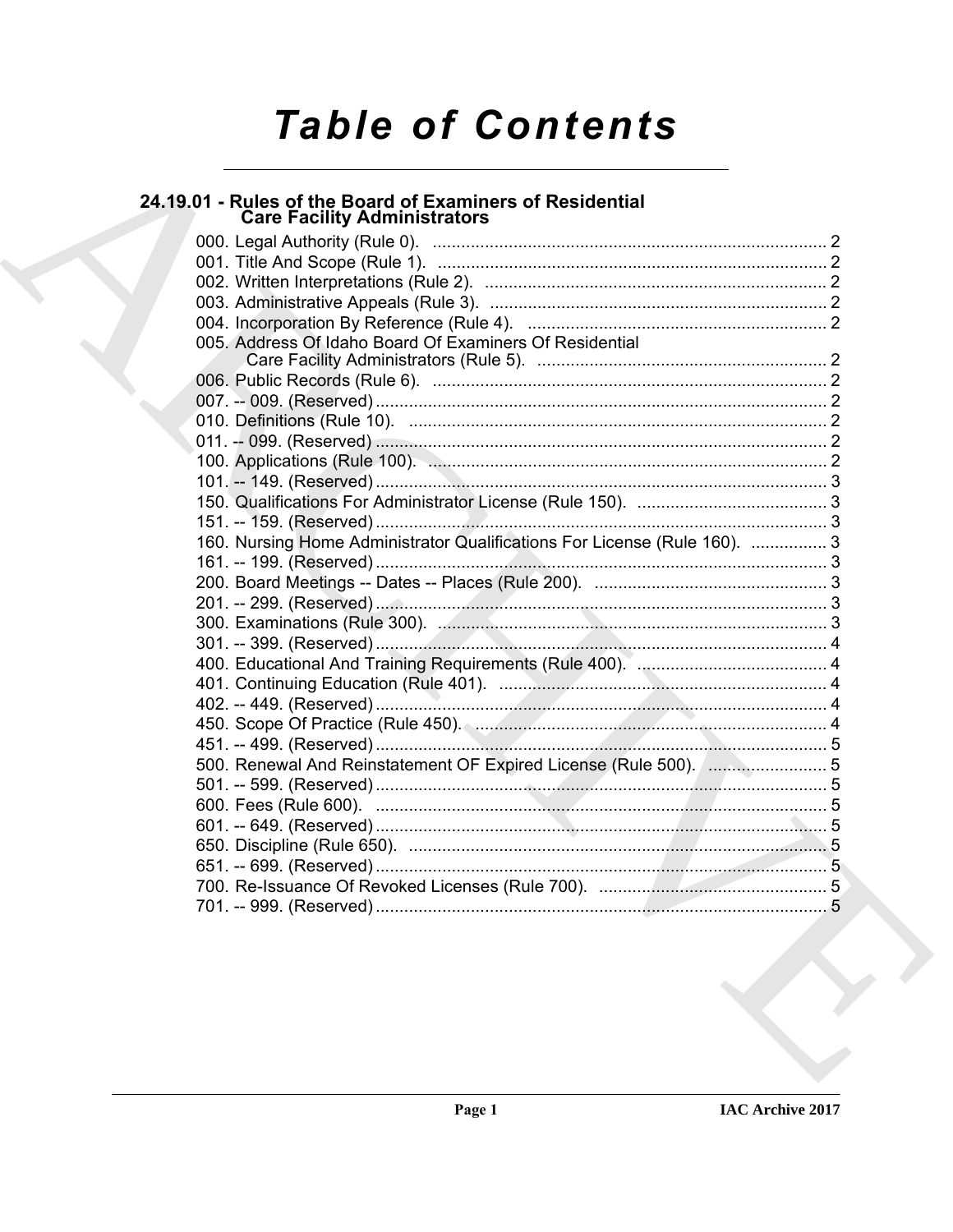# Table of Contents

## 24.19.01 - Rules of the Board of Examiners of Residential Care Facility Administrators

000. Legal Authority (Rule 0). .......... 2
001. Title And Scope (Rule 1). .......... 2
002. Written Interpretations (Rule 2). .......... 2
003. Administrative Appeals (Rule 3). .......... 2
004. Incorporation By Reference (Rule 4). .......... 2
005. Address Of Idaho Board Of Examiners Of Residential Care Facility Administrators (Rule 5). .......... 2
006. Public Records (Rule 6). .......... 2
007. -- 009. (Reserved) .......... 2
010. Definitions (Rule 10). .......... 2
011. -- 099. (Reserved) .......... 2
100. Applications (Rule 100). .......... 2
101. -- 149. (Reserved) .......... 3
150. Qualifications For Administrator License (Rule 150). .......... 3
151. -- 159. (Reserved) .......... 3
160. Nursing Home Administrator Qualifications For License (Rule 160). .......... 3
161. -- 199. (Reserved) .......... 3
200. Board Meetings -- Dates -- Places (Rule 200). .......... 3
201. -- 299. (Reserved) .......... 3
300. Examinations (Rule 300). .......... 3
301. -- 399. (Reserved) .......... 4
400. Educational And Training Requirements (Rule 400). .......... 4
401. Continuing Education (Rule 401). .......... 4
402. -- 449. (Reserved) .......... 4
450. Scope Of Practice (Rule 450). .......... 4
451. -- 499. (Reserved) .......... 5
500. Renewal And Reinstatement OF Expired License (Rule 500). .......... 5
501. -- 599. (Reserved) .......... 5
600. Fees (Rule 600). .......... 5
601. -- 649. (Reserved) .......... 5
650. Discipline (Rule 650). .......... 5
651. -- 699. (Reserved) .......... 5
700. Re-Issuance Of Revoked Licenses (Rule 700). .......... 5
701. -- 999. (Reserved) .......... 5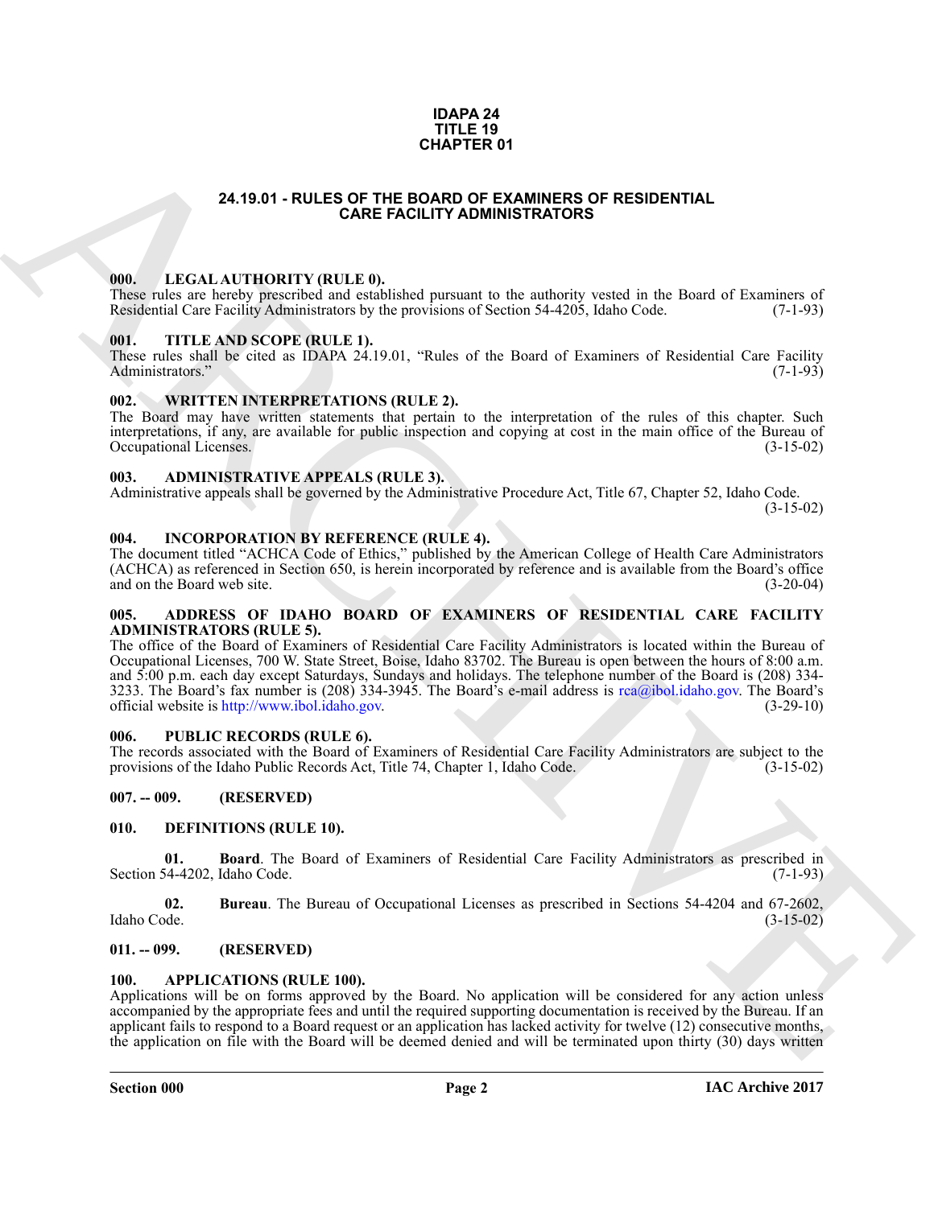# IDAPA 24
# TITLE 19
# CHAPTER 01

## 24.19.01 - RULES OF THE BOARD OF EXAMINERS OF RESIDENTIAL CARE FACILITY ADMINISTRATORS

### 000. LEGAL AUTHORITY (RULE 0).

These rules are hereby prescribed and established pursuant to the authority vested in the Board of Examiners of Residential Care Facility Administrators by the provisions of Section 54-4205, Idaho Code. (7-1-93)

### 001. TITLE AND SCOPE (RULE 1).

These rules shall be cited as IDAPA 24.19.01, "Rules of the Board of Examiners of Residential Care Facility Administrators." (7-1-93)

### 002. WRITTEN INTERPRETATIONS (RULE 2).

The Board may have written statements that pertain to the interpretation of the rules of this chapter. Such interpretations, if any, are available for public inspection and copying at cost in the main office of the Bureau of Occupational Licenses. (3-15-02)

### 003. ADMINISTRATIVE APPEALS (RULE 3).

Administrative appeals shall be governed by the Administrative Procedure Act, Title 67, Chapter 52, Idaho Code. (3-15-02)

### 004. INCORPORATION BY REFERENCE (RULE 4).

The document titled "ACHCA Code of Ethics," published by the American College of Health Care Administrators (ACHCA) as referenced in Section 650, is herein incorporated by reference and is available from the Board's office and on the Board web site. (3-20-04)

### 005. ADDRESS OF IDAHO BOARD OF EXAMINERS OF RESIDENTIAL CARE FACILITY ADMINISTRATORS (RULE 5).

The office of the Board of Examiners of Residential Care Facility Administrators is located within the Bureau of Occupational Licenses, 700 W. State Street, Boise, Idaho 83702. The Bureau is open between the hours of 8:00 a.m. and 5:00 p.m. each day except Saturdays, Sundays and holidays. The telephone number of the Board is (208) 334-3233. The Board's fax number is (208) 334-3945. The Board's e-mail address is rca@ibol.idaho.gov. The Board's official website is http://www.ibol.idaho.gov. (3-29-10)

### 006. PUBLIC RECORDS (RULE 6).

The records associated with the Board of Examiners of Residential Care Facility Administrators are subject to the provisions of the Idaho Public Records Act, Title 74, Chapter 1, Idaho Code. (3-15-02)

### 007. -- 009. (RESERVED)

### 010. DEFINITIONS (RULE 10).

**01. Board**. The Board of Examiners of Residential Care Facility Administrators as prescribed in Section 54-4202, Idaho Code. (7-1-93)

**02. Bureau**. The Bureau of Occupational Licenses as prescribed in Sections 54-4204 and 67-2602, Idaho Code. (3-15-02)

### 011. -- 099. (RESERVED)

### 100. APPLICATIONS (RULE 100).

Applications will be on forms approved by the Board. No application will be considered for any action unless accompanied by the appropriate fees and until the required supporting documentation is received by the Bureau. If an applicant fails to respond to a Board request or an application has lacked activity for twelve (12) consecutive months, the application on file with the Board will be deemed denied and will be terminated upon thirty (30) days written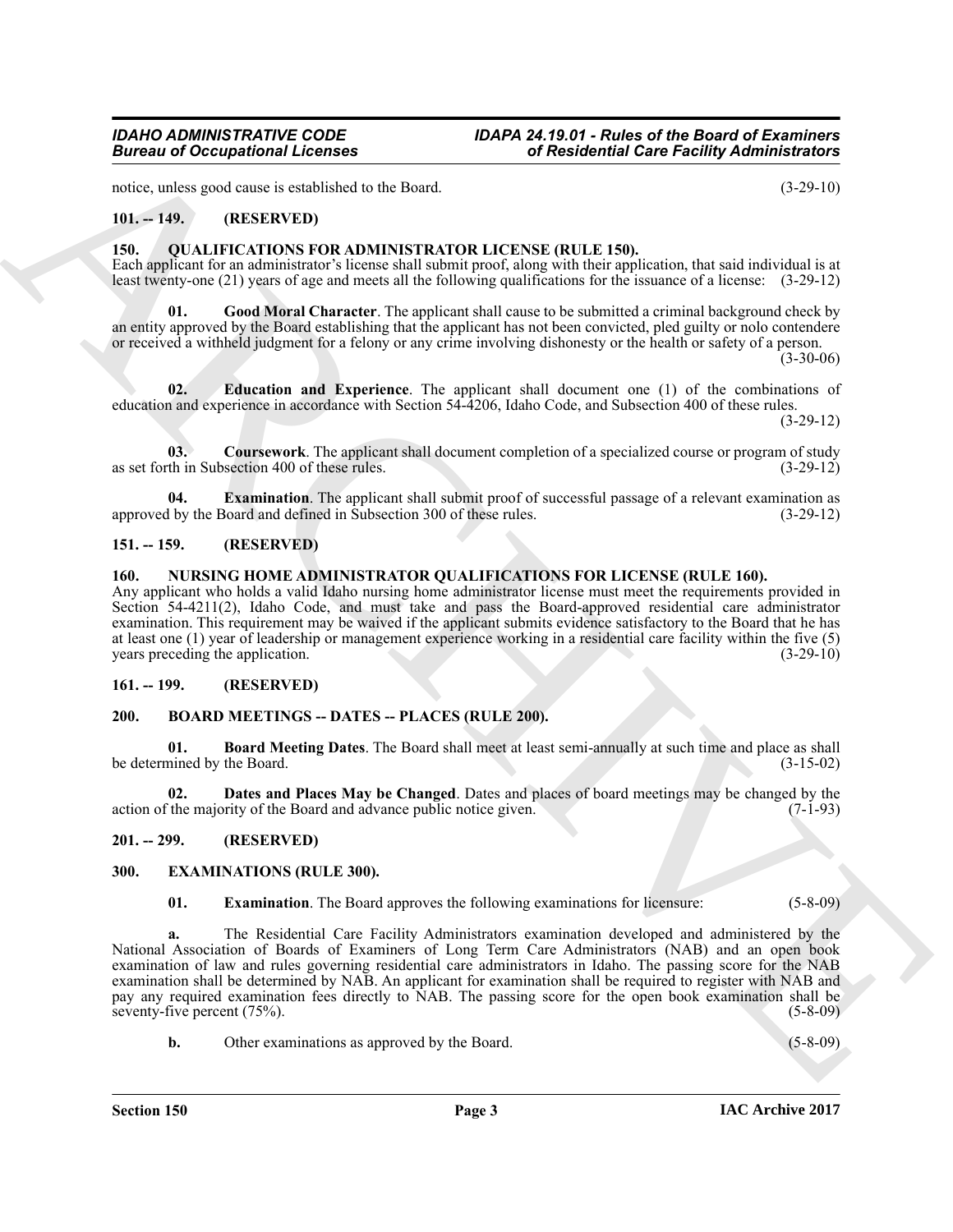notice, unless good cause is established to the Board. (3-29-10)

## 101. -- 149. (RESERVED)

## 150. QUALIFICATIONS FOR ADMINISTRATOR LICENSE (RULE 150).

Each applicant for an administrator's license shall submit proof, along with their application, that said individual is at least twenty-one (21) years of age and meets all the following qualifications for the issuance of a license: (3-29-12)

**01. Good Moral Character**. The applicant shall cause to be submitted a criminal background check by an entity approved by the Board establishing that the applicant has not been convicted, pled guilty or nolo contendere or received a withheld judgment for a felony or any crime involving dishonesty or the health or safety of a person. (3-30-06)

**02. Education and Experience**. The applicant shall document one (1) of the combinations of education and experience in accordance with Section 54-4206, Idaho Code, and Subsection 400 of these rules. (3-29-12)

**03. Coursework**. The applicant shall document completion of a specialized course or program of study as set forth in Subsection 400 of these rules. (3-29-12)

**04. Examination**. The applicant shall submit proof of successful passage of a relevant examination as approved by the Board and defined in Subsection 300 of these rules. (3-29-12)

## 151. -- 159. (RESERVED)

## 160. NURSING HOME ADMINISTRATOR QUALIFICATIONS FOR LICENSE (RULE 160).

Any applicant who holds a valid Idaho nursing home administrator license must meet the requirements provided in Section 54-4211(2), Idaho Code, and must take and pass the Board-approved residential care administrator examination. This requirement may be waived if the applicant submits evidence satisfactory to the Board that he has at least one (1) year of leadership or management experience working in a residential care facility within the five (5) years preceding the application. (3-29-10)

## 161. -- 199. (RESERVED)

## 200. BOARD MEETINGS -- DATES -- PLACES (RULE 200).

**01. Board Meeting Dates**. The Board shall meet at least semi-annually at such time and place as shall be determined by the Board. (3-15-02)

**02. Dates and Places May be Changed**. Dates and places of board meetings may be changed by the action of the majority of the Board and advance public notice given. (7-1-93)

## 201. -- 299. (RESERVED)

## 300. EXAMINATIONS (RULE 300).

**01. Examination**. The Board approves the following examinations for licensure: (5-8-09)

**a.** The Residential Care Facility Administrators examination developed and administered by the National Association of Boards of Examiners of Long Term Care Administrators (NAB) and an open book examination of law and rules governing residential care administrators in Idaho. The passing score for the NAB examination shall be determined by NAB. An applicant for examination shall be required to register with NAB and pay any required examination fees directly to NAB. The passing score for the open book examination shall be seventy-five percent (75%). (5-8-09)

**b.** Other examinations as approved by the Board. (5-8-09)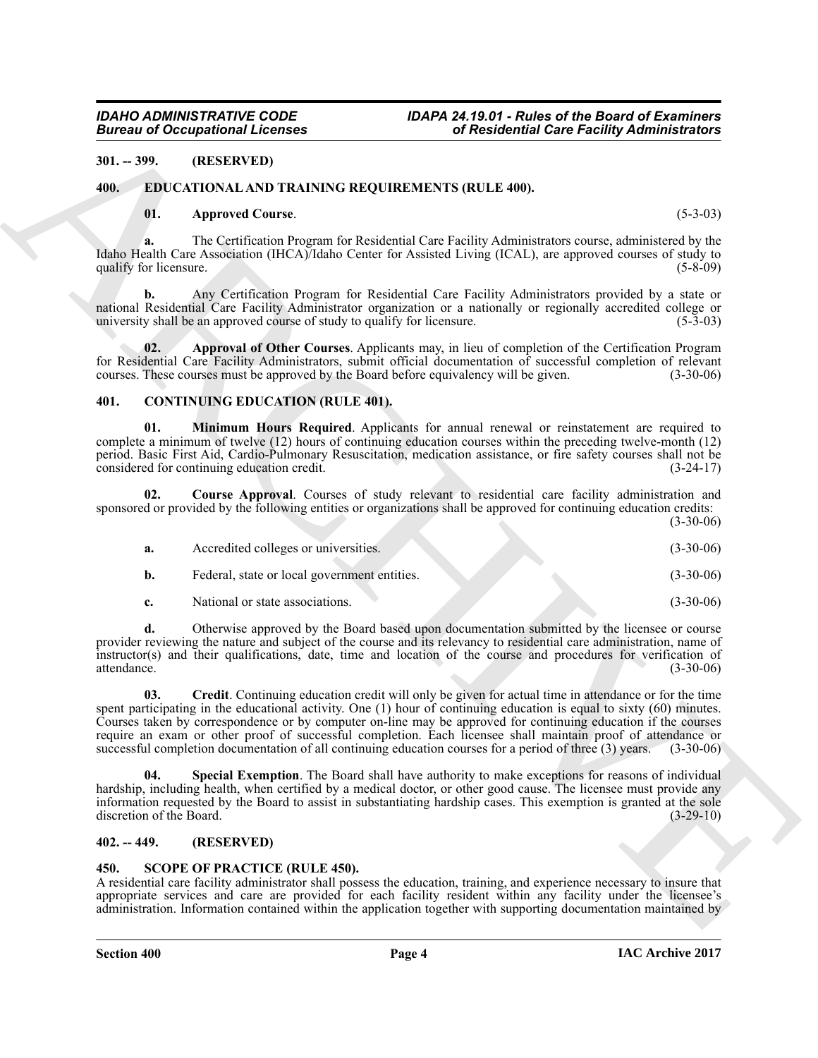## 301. -- 399. (RESERVED)

## 400. EDUCATIONAL AND TRAINING REQUIREMENTS (RULE 400).

**01. Approved Course**. (5-3-03)

**a.** The Certification Program for Residential Care Facility Administrators course, administered by the Idaho Health Care Association (IHCA)/Idaho Center for Assisted Living (ICAL), are approved courses of study to qualify for licensure. (5-8-09)

**b.** Any Certification Program for Residential Care Facility Administrators provided by a state or national Residential Care Facility Administrator organization or a nationally or regionally accredited college or university shall be an approved course of study to qualify for licensure. (5-3-03)

**02. Approval of Other Courses**. Applicants may, in lieu of completion of the Certification Program for Residential Care Facility Administrators, submit official documentation of successful completion of relevant courses. These courses must be approved by the Board before equivalency will be given. (3-30-06)

## 401. CONTINUING EDUCATION (RULE 401).

**01. Minimum Hours Required**. Applicants for annual renewal or reinstatement are required to complete a minimum of twelve (12) hours of continuing education courses within the preceding twelve-month (12) period. Basic First Aid, Cardio-Pulmonary Resuscitation, medication assistance, or fire safety courses shall not be considered for continuing education credit. (3-24-17)

**02. Course Approval**. Courses of study relevant to residential care facility administration and sponsored or provided by the following entities or organizations shall be approved for continuing education credits: (3-30-06)

**a.** Accredited colleges or universities. (3-30-06)

**b.** Federal, state or local government entities. (3-30-06)

**c.** National or state associations. (3-30-06)

**d.** Otherwise approved by the Board based upon documentation submitted by the licensee or course provider reviewing the nature and subject of the course and its relevancy to residential care administration, name of instructor(s) and their qualifications, date, time and location of the course and procedures for verification of attendance. (3-30-06)

**03. Credit**. Continuing education credit will only be given for actual time in attendance or for the time spent participating in the educational activity. One (1) hour of continuing education is equal to sixty (60) minutes. Courses taken by correspondence or by computer on-line may be approved for continuing education if the courses require an exam or other proof of successful completion. Each licensee shall maintain proof of attendance or successful completion documentation of all continuing education courses for a period of three (3) years. (3-30-06)

**04. Special Exemption**. The Board shall have authority to make exceptions for reasons of individual hardship, including health, when certified by a medical doctor, or other good cause. The licensee must provide any information requested by the Board to assist in substantiating hardship cases. This exemption is granted at the sole discretion of the Board. (3-29-10)

## 402. -- 449. (RESERVED)

## 450. SCOPE OF PRACTICE (RULE 450).

A residential care facility administrator shall possess the education, training, and experience necessary to insure that appropriate services and care are provided for each facility resident within any facility under the licensee's administration. Information contained within the application together with supporting documentation maintained by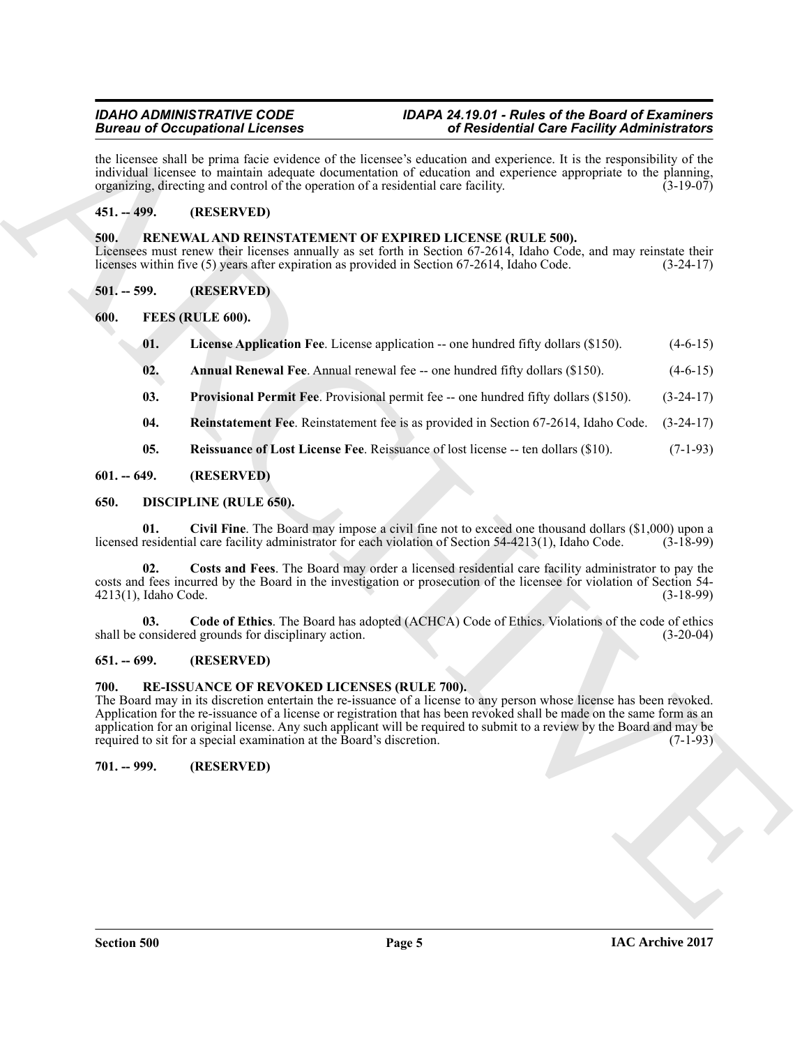the licensee shall be prima facie evidence of the licensee's education and experience. It is the responsibility of the individual licensee to maintain adequate documentation of education and experience appropriate to the planning, organizing, directing and control of the operation of a residential care facility. (3-19-07)

### 451. -- 499. (RESERVED)

### 500. RENEWAL AND REINSTATEMENT OF EXPIRED LICENSE (RULE 500).

Licensees must renew their licenses annually as set forth in Section 67-2614, Idaho Code, and may reinstate their licenses within five (5) years after expiration as provided in Section 67-2614, Idaho Code. (3-24-17)

### 501. -- 599. (RESERVED)

### 600. FEES (RULE 600).

**01. License Application Fee**. License application -- one hundred fifty dollars ($150). (4-6-15)

**02. Annual Renewal Fee**. Annual renewal fee -- one hundred fifty dollars ($150). (4-6-15)

**03. Provisional Permit Fee**. Provisional permit fee -- one hundred fifty dollars ($150). (3-24-17)

**04. Reinstatement Fee**. Reinstatement fee is as provided in Section 67-2614, Idaho Code. (3-24-17)

**05. Reissuance of Lost License Fee**. Reissuance of lost license -- ten dollars ($10). (7-1-93)

### 601. -- 649. (RESERVED)

### 650. DISCIPLINE (RULE 650).

**01. Civil Fine**. The Board may impose a civil fine not to exceed one thousand dollars ($1,000) upon a licensed residential care facility administrator for each violation of Section 54-4213(1), Idaho Code. (3-18-99)

**02. Costs and Fees**. The Board may order a licensed residential care facility administrator to pay the costs and fees incurred by the Board in the investigation or prosecution of the licensee for violation of Section 54-4213(1), Idaho Code. (3-18-99)

**03. Code of Ethics**. The Board has adopted (ACHCA) Code of Ethics. Violations of the code of ethics shall be considered grounds for disciplinary action. (3-20-04)

### 651. -- 699. (RESERVED)

### 700. RE-ISSUANCE OF REVOKED LICENSES (RULE 700).

The Board may in its discretion entertain the re-issuance of a license to any person whose license has been revoked. Application for the re-issuance of a license or registration that has been revoked shall be made on the same form as an application for an original license. Any such applicant will be required to submit to a review by the Board and may be required to sit for a special examination at the Board's discretion. (7-1-93)

### 701. -- 999. (RESERVED)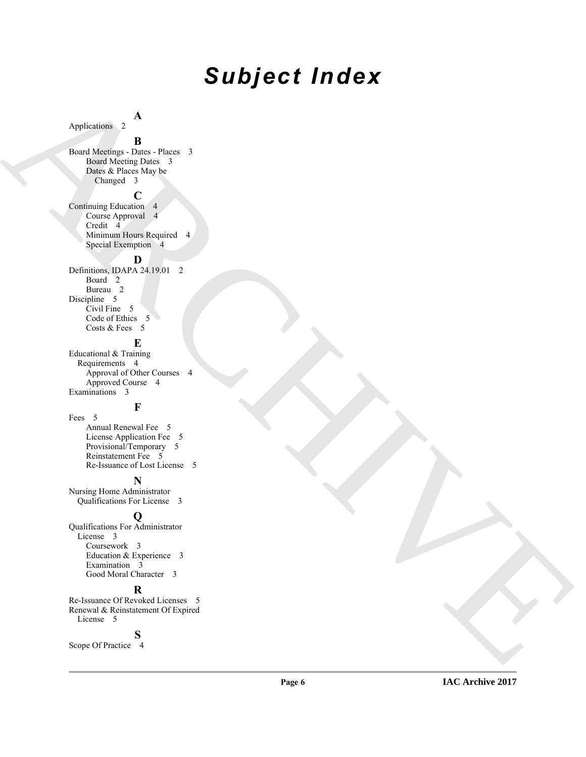# *Subject Index*

**A**

Applications 2

**B**

Board Meetings - Dates - Places 3
- Board Meeting Dates 3
- Dates & Places May be Changed 3

**C**

Continuing Education 4
- Course Approval 4
- Credit 4
- Minimum Hours Required 4
- Special Exemption 4

**D**

Definitions, IDAPA 24.19.01 2
- Board 2
- Bureau 2

Discipline 5
- Civil Fine 5
- Code of Ethics 5
- Costs & Fees 5

**E**

Educational & Training Requirements 4
- Approval of Other Courses 4
- Approved Course 4

Examinations 3

**F**

Fees 5
- Annual Renewal Fee 5
- License Application Fee 5
- Provisional/Temporary 5
- Reinstatement Fee 5
- Re-Issuance of Lost License 5

**N**

Nursing Home Administrator Qualifications For License 3

**Q**

Qualifications For Administrator License 3
- Coursework 3
- Education & Experience 3
- Examination 3
- Good Moral Character 3

**R**

Re-Issuance Of Revoked Licenses 5

Renewal & Reinstatement Of Expired License 5

**S**

Scope Of Practice 4